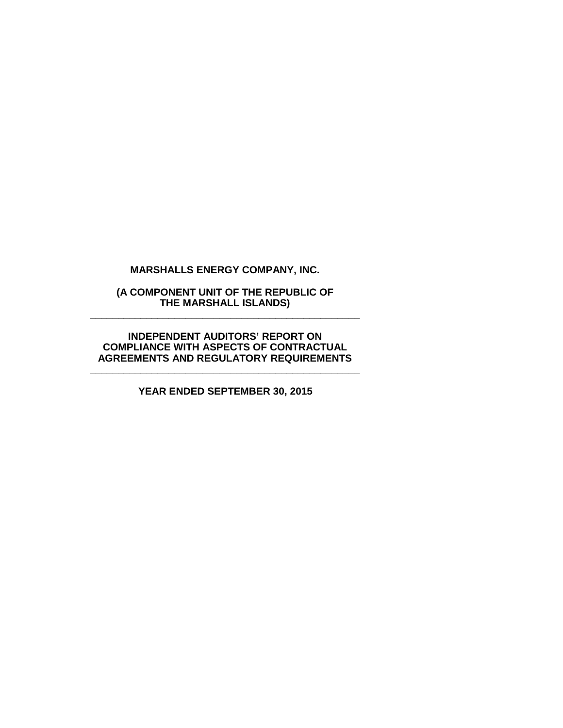# MARSHALLS ENERGY COMPANY, INC.

## (A COMPONENT UNIT OF THE REPUBLIC OF THE MARSHALL ISLANDS)

---

## INDEPENDENT AUDITORS' REPORT ON COMPLIANCE WITH ASPECTS OF CONTRACTUAL AGREEMENTS AND REGULATORY REQUIREMENTS

---

## YEAR ENDED SEPTEMBER 30, 2015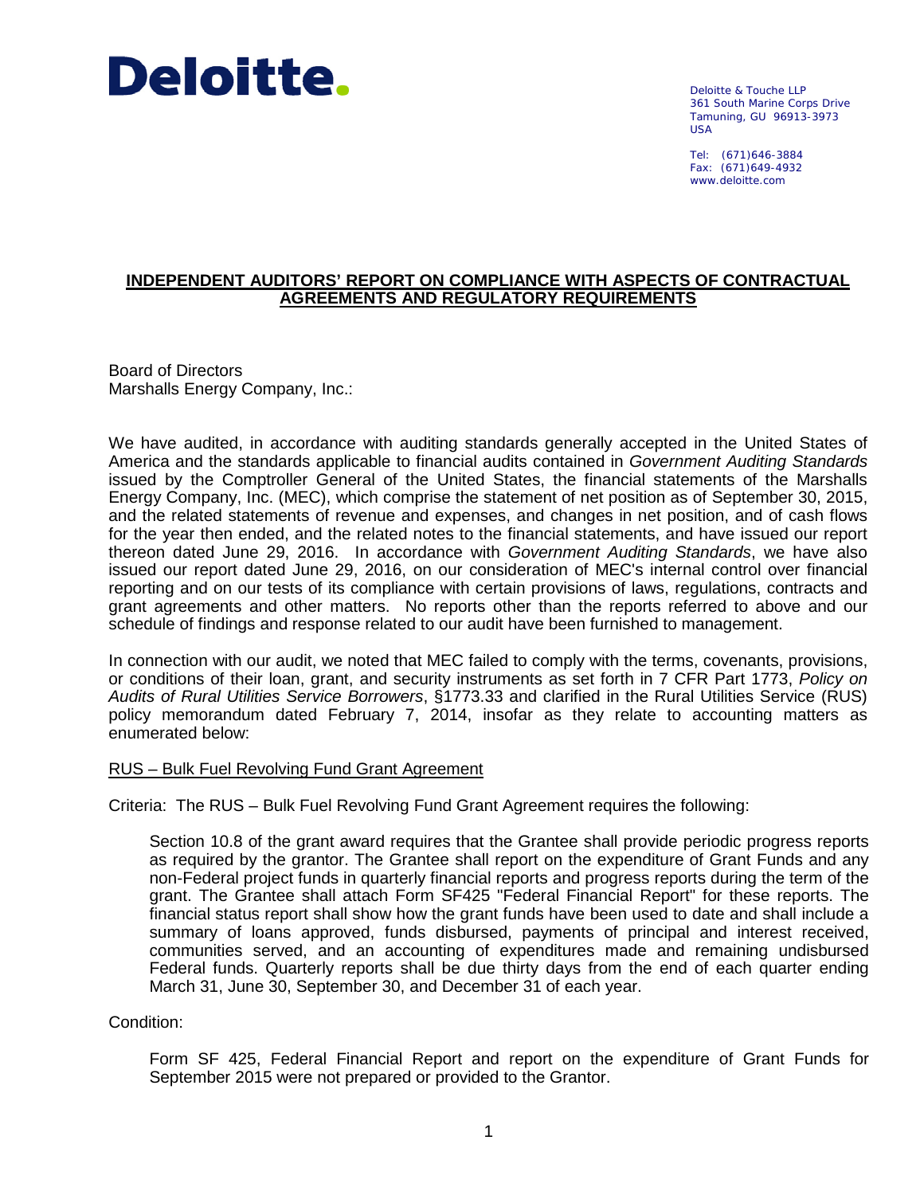**Deloitte.**

Deloitte & Touche LLP
361 South Marine Corps Drive
Tamuning, GU 96913-3973
USA

Tel: (671)646-3884
Fax: (671)649-4932
www.deloitte.com

## INDEPENDENT AUDITORS' REPORT ON COMPLIANCE WITH ASPECTS OF CONTRACTUAL AGREEMENTS AND REGULATORY REQUIREMENTS

Board of Directors
Marshalls Energy Company, Inc.:

We have audited, in accordance with auditing standards generally accepted in the United States of America and the standards applicable to financial audits contained in *Government Auditing Standards* issued by the Comptroller General of the United States, the financial statements of the Marshalls Energy Company, Inc. (MEC), which comprise the statement of net position as of September 30, 2015, and the related statements of revenue and expenses, and changes in net position, and of cash flows for the year then ended, and the related notes to the financial statements, and have issued our report thereon dated June 29, 2016. In accordance with *Government Auditing Standards*, we have also issued our report dated June 29, 2016, on our consideration of MEC's internal control over financial reporting and on our tests of its compliance with certain provisions of laws, regulations, contracts and grant agreements and other matters. No reports other than the reports referred to above and our schedule of findings and response related to our audit have been furnished to management.

In connection with our audit, we noted that MEC failed to comply with the terms, covenants, provisions, or conditions of their loan, grant, and security instruments as set forth in 7 CFR Part 1773, *Policy on Audits of Rural Utilities Service Borrowers*, §1773.33 and clarified in the Rural Utilities Service (RUS) policy memorandum dated February 7, 2014, insofar as they relate to accounting matters as enumerated below:

<u>RUS – Bulk Fuel Revolving Fund Grant Agreement</u>

Criteria: The RUS – Bulk Fuel Revolving Fund Grant Agreement requires the following:

> Section 10.8 of the grant award requires that the Grantee shall provide periodic progress reports as required by the grantor. The Grantee shall report on the expenditure of Grant Funds and any non-Federal project funds in quarterly financial reports and progress reports during the term of the grant. The Grantee shall attach Form SF425 "Federal Financial Report" for these reports. The financial status report shall show how the grant funds have been used to date and shall include a summary of loans approved, funds disbursed, payments of principal and interest received, communities served, and an accounting of expenditures made and remaining undisbursed Federal funds. Quarterly reports shall be due thirty days from the end of each quarter ending March 31, June 30, September 30, and December 31 of each year.

Condition:

> Form SF 425, Federal Financial Report and report on the expenditure of Grant Funds for September 2015 were not prepared or provided to the Grantor.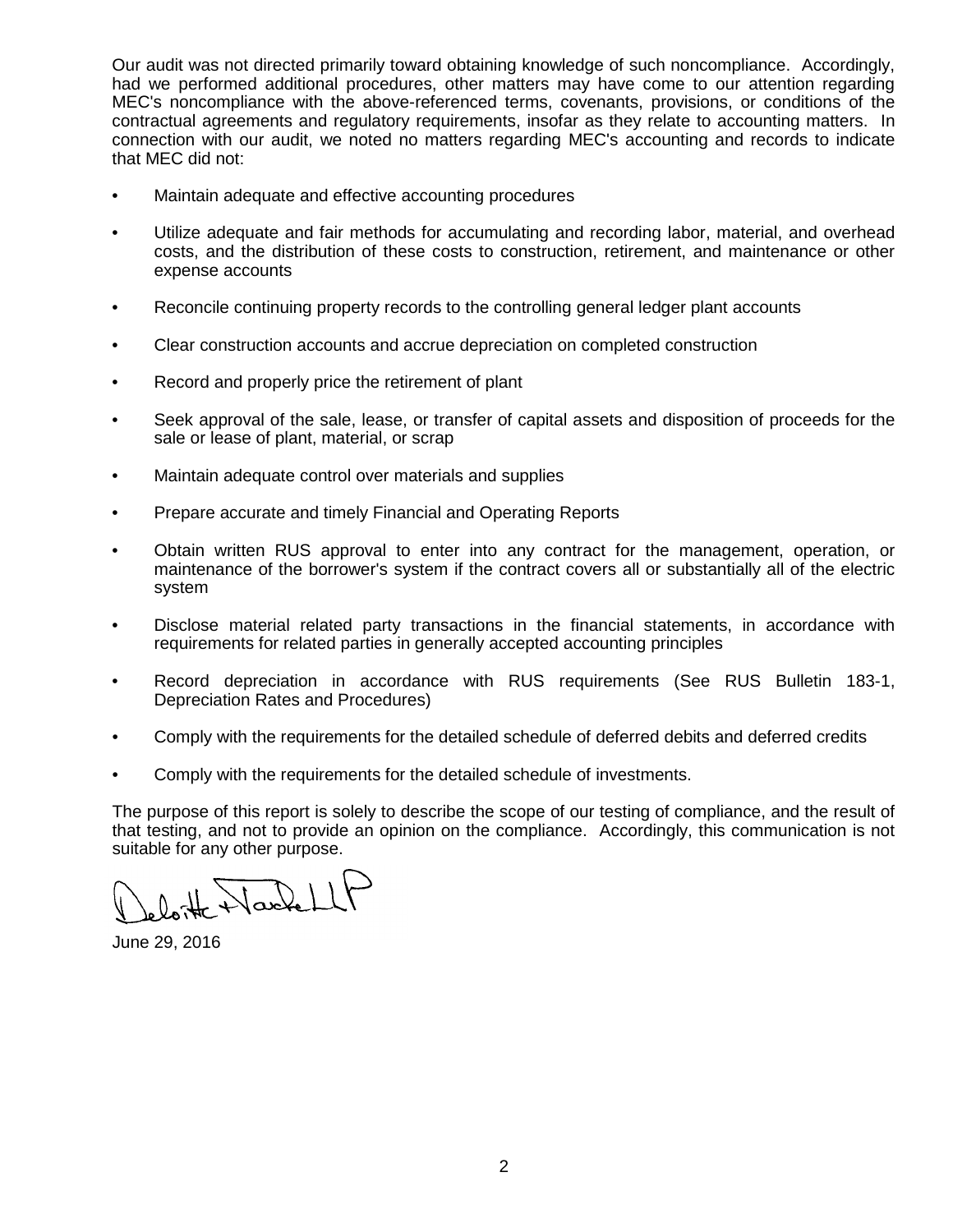Our audit was not directed primarily toward obtaining knowledge of such noncompliance. Accordingly, had we performed additional procedures, other matters may have come to our attention regarding MEC's noncompliance with the above-referenced terms, covenants, provisions, or conditions of the contractual agreements and regulatory requirements, insofar as they relate to accounting matters. In connection with our audit, we noted no matters regarding MEC's accounting and records to indicate that MEC did not:

- Maintain adequate and effective accounting procedures
- Utilize adequate and fair methods for accumulating and recording labor, material, and overhead costs, and the distribution of these costs to construction, retirement, and maintenance or other expense accounts
- Reconcile continuing property records to the controlling general ledger plant accounts
- Clear construction accounts and accrue depreciation on completed construction
- Record and properly price the retirement of plant
- Seek approval of the sale, lease, or transfer of capital assets and disposition of proceeds for the sale or lease of plant, material, or scrap
- Maintain adequate control over materials and supplies
- Prepare accurate and timely Financial and Operating Reports
- Obtain written RUS approval to enter into any contract for the management, operation, or maintenance of the borrower's system if the contract covers all or substantially all of the electric system
- Disclose material related party transactions in the financial statements, in accordance with requirements for related parties in generally accepted accounting principles
- Record depreciation in accordance with RUS requirements (See RUS Bulletin 183-1, Depreciation Rates and Procedures)
- Comply with the requirements for the detailed schedule of deferred debits and deferred credits
- Comply with the requirements for the detailed schedule of investments.

The purpose of this report is solely to describe the scope of our testing of compliance, and the result of that testing, and not to provide an opinion on the compliance. Accordingly, this communication is not suitable for any other purpose.

Deloitte & Touche LLP

June 29, 2016